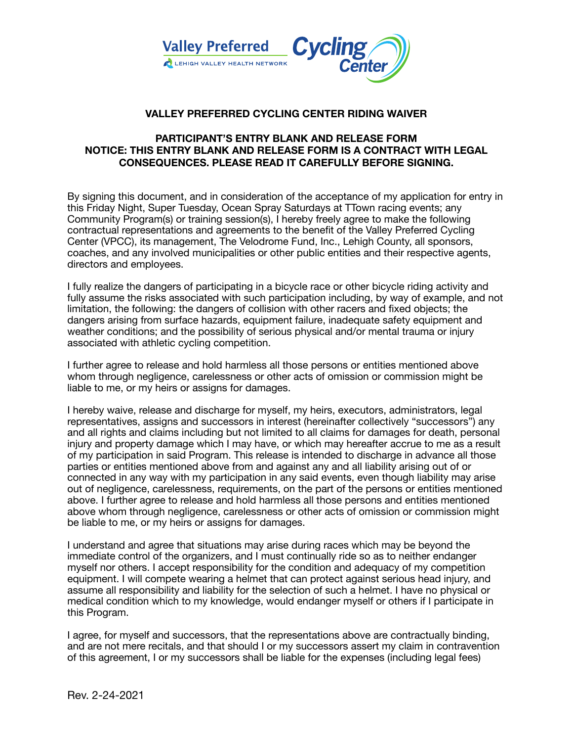**VALLEY PREFERRED CYCLING CENTER RIDING WAIVER**

**PARTICIPANT'S ENTRY BLANK AND RELEASE FORM**
**NOTICE: THIS ENTRY BLANK AND RELEASE FORM IS A CONTRACT WITH LEGAL CONSEQUENCES. PLEASE READ IT CAREFULLY BEFORE SIGNING.**

By signing this document, and in consideration of the acceptance of my application for entry in this Friday Night, Super Tuesday, Ocean Spray Saturdays at TTown racing events; any Community Program(s) or training session(s), I hereby freely agree to make the following contractual representations and agreements to the benefit of the Valley Preferred Cycling Center (VPCC), its management, The Velodrome Fund, Inc., Lehigh County, all sponsors, coaches, and any involved municipalities or other public entities and their respective agents, directors and employees.

I fully realize the dangers of participating in a bicycle race or other bicycle riding activity and fully assume the risks associated with such participation including, by way of example, and not limitation, the following: the dangers of collision with other racers and fixed objects; the dangers arising from surface hazards, equipment failure, inadequate safety equipment and weather conditions; and the possibility of serious physical and/or mental trauma or injury associated with athletic cycling competition.

I further agree to release and hold harmless all those persons or entities mentioned above whom through negligence, carelessness or other acts of omission or commission might be liable to me, or my heirs or assigns for damages.

I hereby waive, release and discharge for myself, my heirs, executors, administrators, legal representatives, assigns and successors in interest (hereinafter collectively "successors") any and all rights and claims including but not limited to all claims for damages for death, personal injury and property damage which I may have, or which may hereafter accrue to me as a result of my participation in said Program. This release is intended to discharge in advance all those parties or entities mentioned above from and against any and all liability arising out of or connected in any way with my participation in any said events, even though liability may arise out of negligence, carelessness, requirements, on the part of the persons or entities mentioned above. I further agree to release and hold harmless all those persons and entities mentioned above whom through negligence, carelessness or other acts of omission or commission might be liable to me, or my heirs or assigns for damages.

I understand and agree that situations may arise during races which may be beyond the immediate control of the organizers, and I must continually ride so as to neither endanger myself nor others. I accept responsibility for the condition and adequacy of my competition equipment. I will compete wearing a helmet that can protect against serious head injury, and assume all responsibility and liability for the selection of such a helmet. I have no physical or medical condition which to my knowledge, would endanger myself or others if I participate in this Program.

I agree, for myself and successors, that the representations above are contractually binding, and are not mere recitals, and that should I or my successors assert my claim in contravention of this agreement, I or my successors shall be liable for the expenses (including legal fees)

Rev. 2-24-2021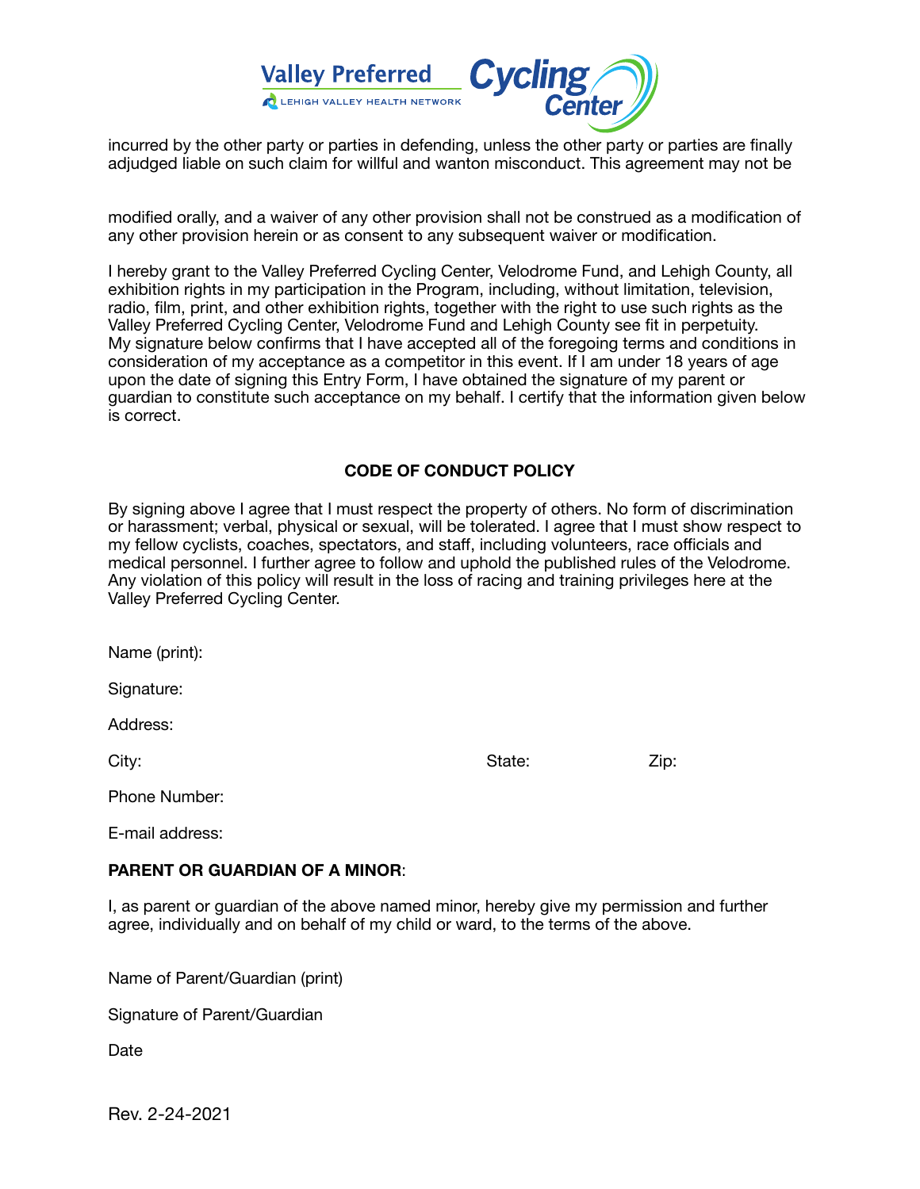incurred by the other party or parties in defending, unless the other party or parties are finally adjudged liable on such claim for willful and wanton misconduct. This agreement may not be

modified orally, and a waiver of any other provision shall not be construed as a modification of any other provision herein or as consent to any subsequent waiver or modification.

I hereby grant to the Valley Preferred Cycling Center, Velodrome Fund, and Lehigh County, all exhibition rights in my participation in the Program, including, without limitation, television, radio, film, print, and other exhibition rights, together with the right to use such rights as the Valley Preferred Cycling Center, Velodrome Fund and Lehigh County see fit in perpetuity. My signature below confirms that I have accepted all of the foregoing terms and conditions in consideration of my acceptance as a competitor in this event. If I am under 18 years of age upon the date of signing this Entry Form, I have obtained the signature of my parent or guardian to constitute such acceptance on my behalf. I certify that the information given below is correct.

**CODE OF CONDUCT POLICY**

By signing above I agree that I must respect the property of others. No form of discrimination or harassment; verbal, physical or sexual, will be tolerated. I agree that I must show respect to my fellow cyclists, coaches, spectators, and staff, including volunteers, race officials and medical personnel. I further agree to follow and uphold the published rules of the Velodrome. Any violation of this policy will result in the loss of racing and training privileges here at the Valley Preferred Cycling Center.

Name (print):

Signature:

Address:

City: State: Zip:

Phone Number:

E-mail address:

**PARENT OR GUARDIAN OF A MINOR**:

I, as parent or guardian of the above named minor, hereby give my permission and further agree, individually and on behalf of my child or ward, to the terms of the above.

Name of Parent/Guardian (print)

Signature of Parent/Guardian

Date

Rev. 2-24-2021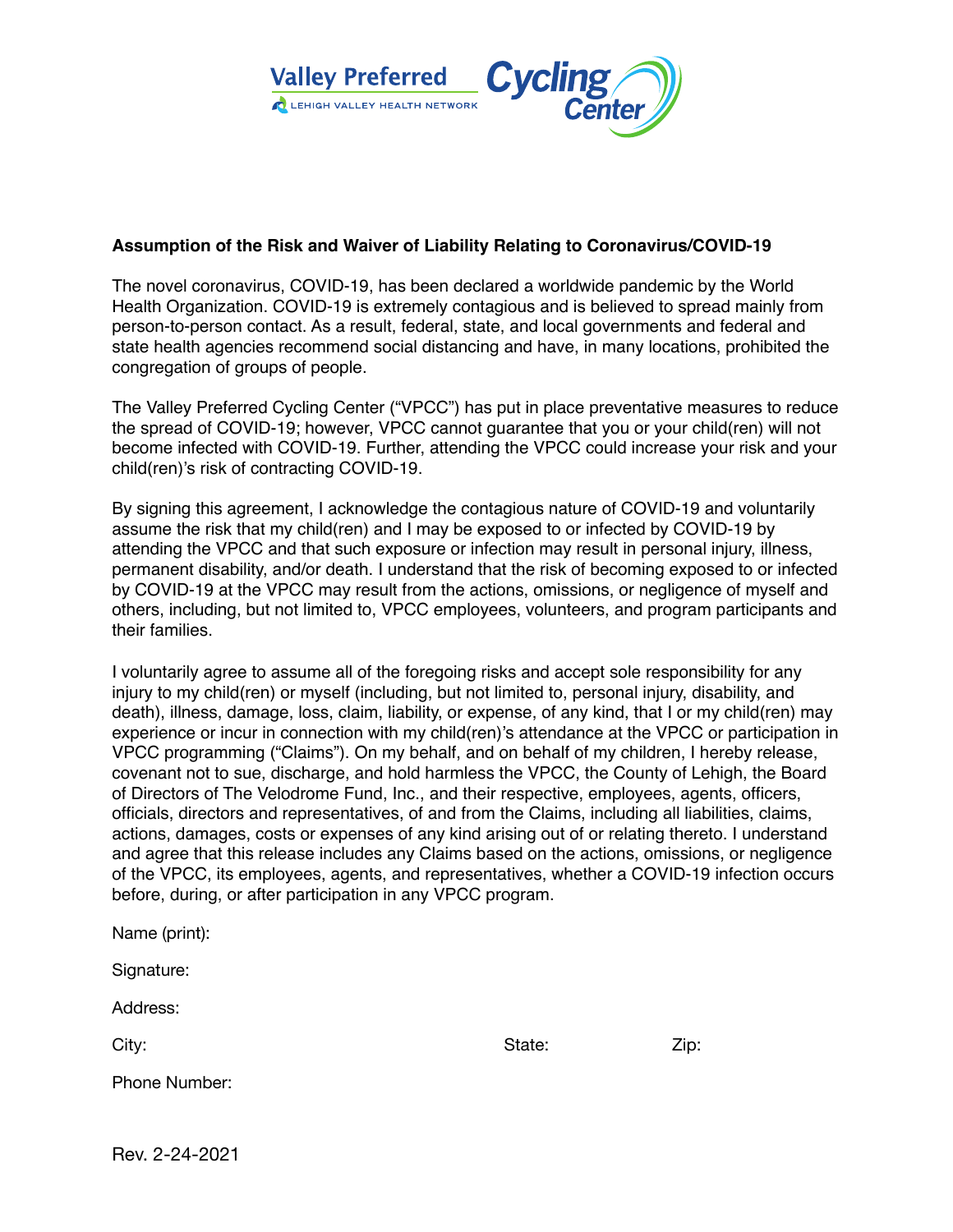**Assumption of the Risk and Waiver of Liability Relating to Coronavirus/COVID-19**

The novel coronavirus, COVID-19, has been declared a worldwide pandemic by the World Health Organization. COVID-19 is extremely contagious and is believed to spread mainly from person-to-person contact. As a result, federal, state, and local governments and federal and state health agencies recommend social distancing and have, in many locations, prohibited the congregation of groups of people.

The Valley Preferred Cycling Center ("VPCC") has put in place preventative measures to reduce the spread of COVID-19; however, VPCC cannot guarantee that you or your child(ren) will not become infected with COVID-19. Further, attending the VPCC could increase your risk and your child(ren)'s risk of contracting COVID-19.

By signing this agreement, I acknowledge the contagious nature of COVID-19 and voluntarily assume the risk that my child(ren) and I may be exposed to or infected by COVID-19 by attending the VPCC and that such exposure or infection may result in personal injury, illness, permanent disability, and/or death. I understand that the risk of becoming exposed to or infected by COVID-19 at the VPCC may result from the actions, omissions, or negligence of myself and others, including, but not limited to, VPCC employees, volunteers, and program participants and their families.

I voluntarily agree to assume all of the foregoing risks and accept sole responsibility for any injury to my child(ren) or myself (including, but not limited to, personal injury, disability, and death), illness, damage, loss, claim, liability, or expense, of any kind, that I or my child(ren) may experience or incur in connection with my child(ren)'s attendance at the VPCC or participation in VPCC programming ("Claims"). On my behalf, and on behalf of my children, I hereby release, covenant not to sue, discharge, and hold harmless the VPCC, the County of Lehigh, the Board of Directors of The Velodrome Fund, Inc., and their respective, employees, agents, officers, officials, directors and representatives, of and from the Claims, including all liabilities, claims, actions, damages, costs or expenses of any kind arising out of or relating thereto. I understand and agree that this release includes any Claims based on the actions, omissions, or negligence of the VPCC, its employees, agents, and representatives, whether a COVID-19 infection occurs before, during, or after participation in any VPCC program.

Name (print):

Signature:

Address:

City: State: Zip:

Phone Number:

Rev. 2-24-2021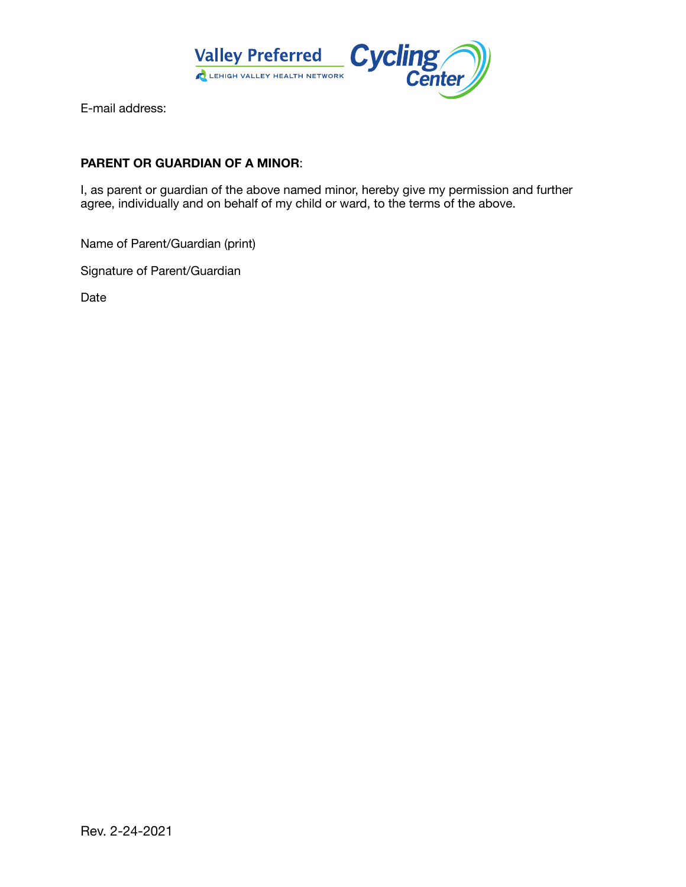E-mail address:

**PARENT OR GUARDIAN OF A MINOR**:

I, as parent or guardian of the above named minor, hereby give my permission and further agree, individually and on behalf of my child or ward, to the terms of the above.

Name of Parent/Guardian (print)

Signature of Parent/Guardian

Date

Rev. 2-24-2021